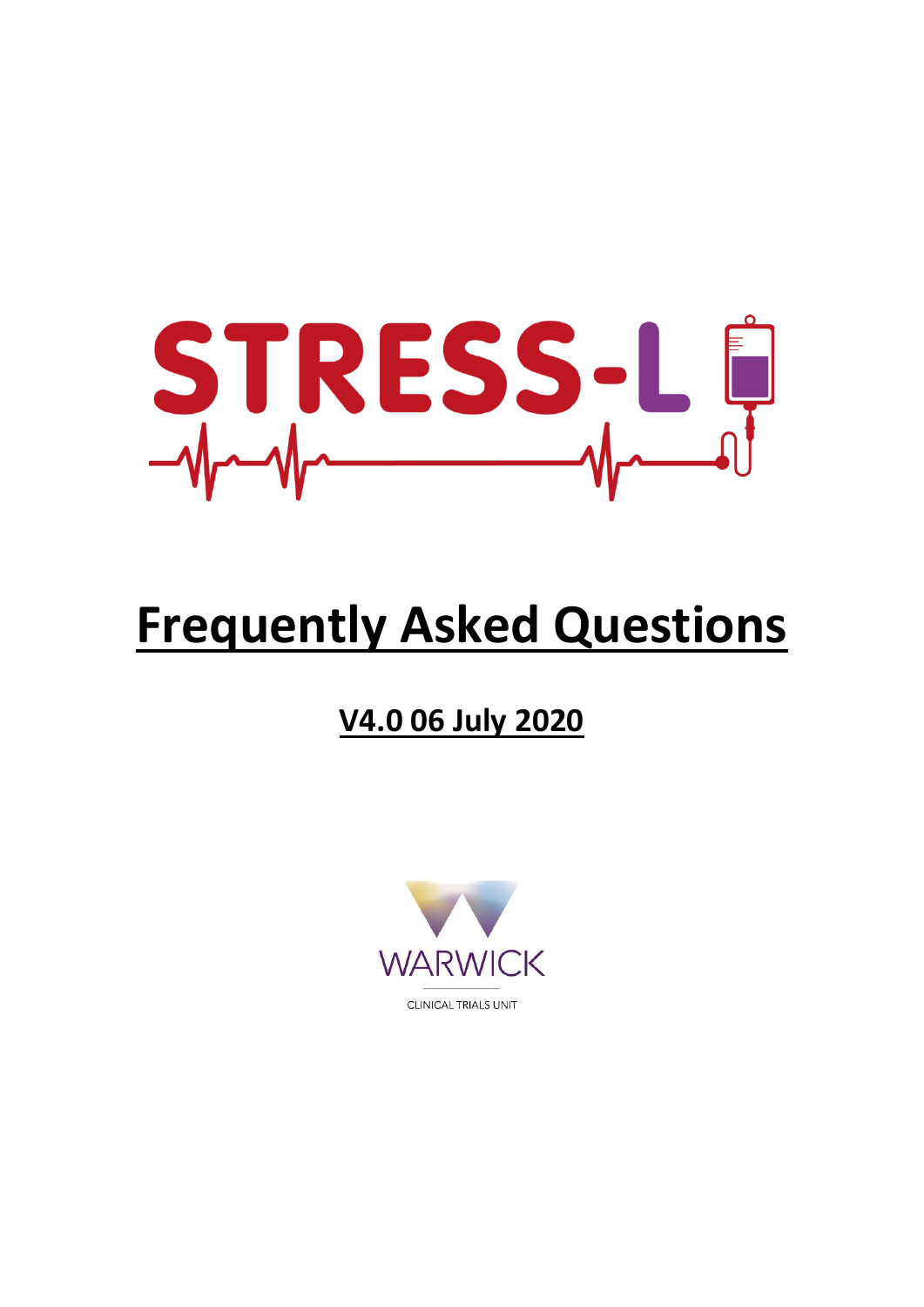# STRESS-L

# Frequently Asked Questions

## V4.0 06 July 2020

WARWICK

CLINICAL TRIALS UNIT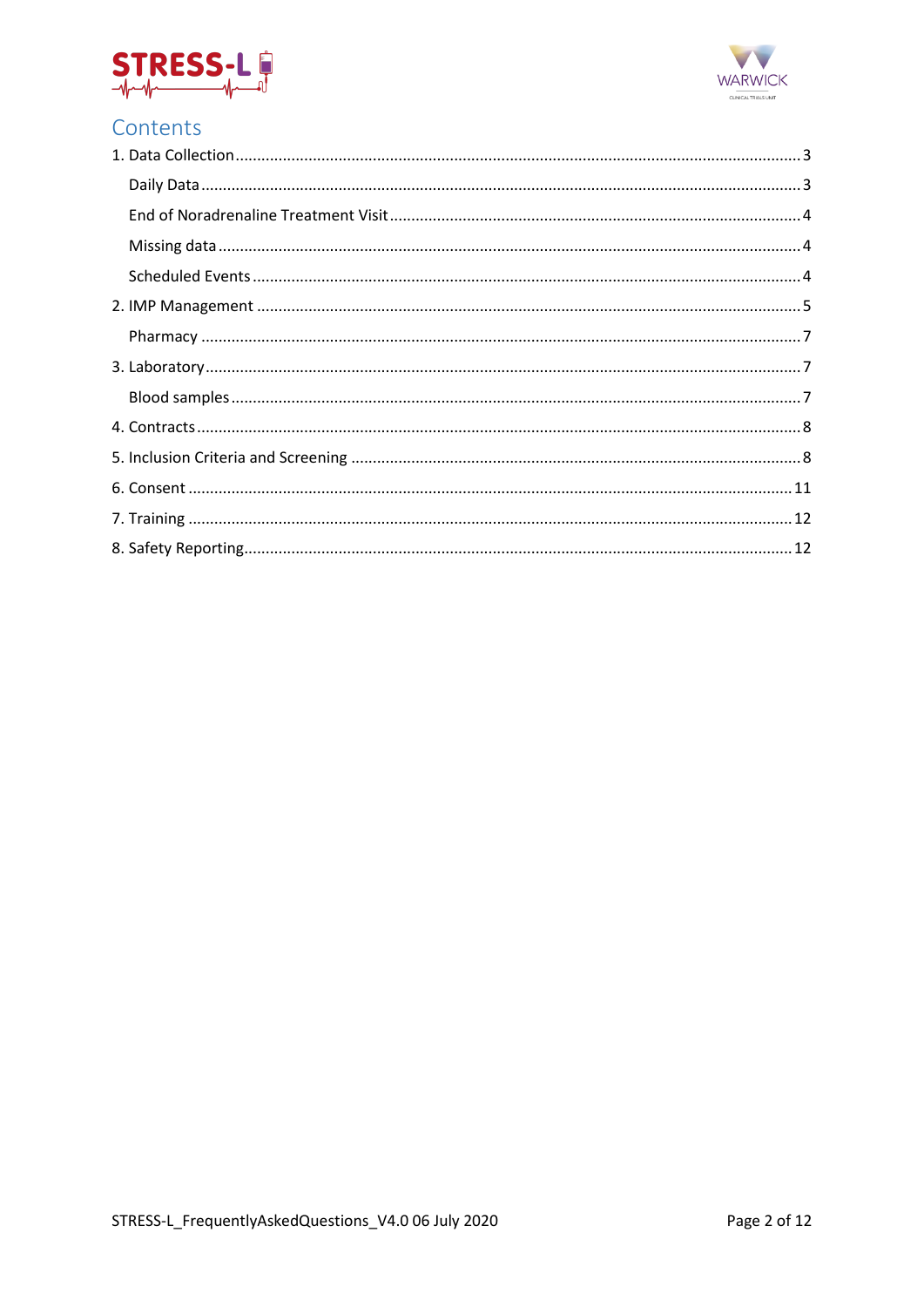# Contents

1. Data Collection ... 3
   - Daily Data ... 3
   - End of Noradrenaline Treatment Visit ... 4
   - Missing data ... 4
   - Scheduled Events ... 4
2. IMP Management ... 5
   - Pharmacy ... 7
3. Laboratory ... 7
   - Blood samples ... 7
4. Contracts ... 8
5. Inclusion Criteria and Screening ... 8
6. Consent ... 11
7. Training ... 12
8. Safety Reporting ... 12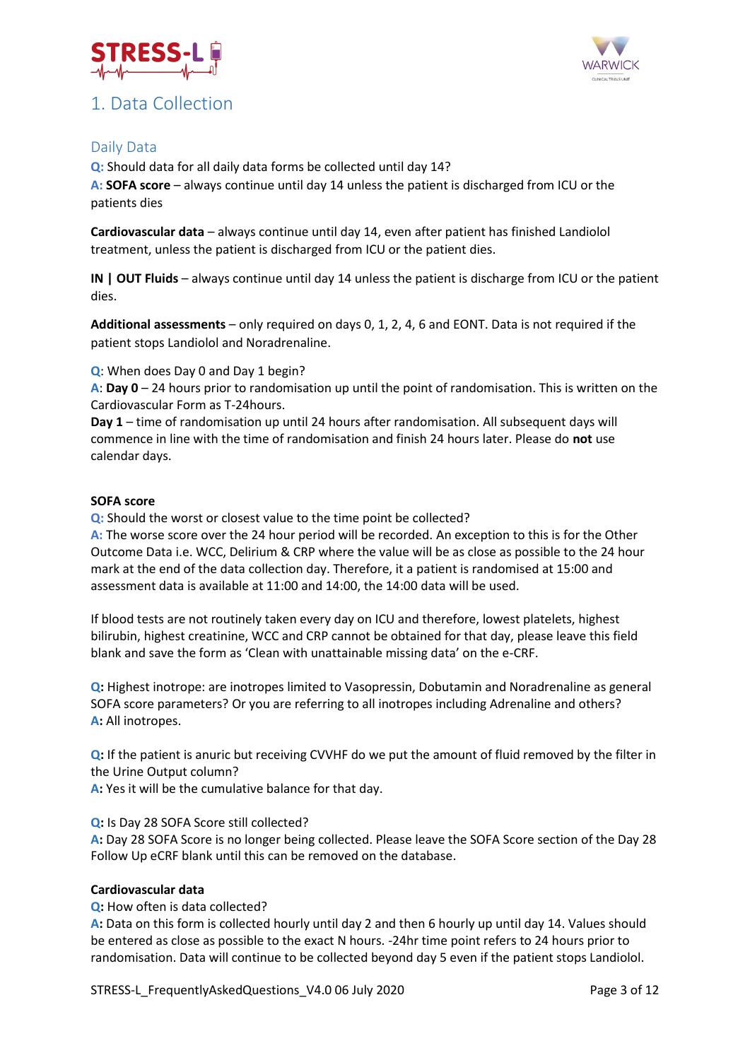# 1. Data Collection

## Daily Data

**Q:** Should data for all daily data forms be collected until day 14?

**A:** **SOFA score** – always continue until day 14 unless the patient is discharged from ICU or the patients dies

**Cardiovascular data** – always continue until day 14, even after patient has finished Landiolol treatment, unless the patient is discharged from ICU or the patient dies.

**IN | OUT Fluids** – always continue until day 14 unless the patient is discharge from ICU or the patient dies.

**Additional assessments** – only required on days 0, 1, 2, 4, 6 and EONT. Data is not required if the patient stops Landiolol and Noradrenaline.

**Q**: When does Day 0 and Day 1 begin?

**A**: **Day 0** – 24 hours prior to randomisation up until the point of randomisation. This is written on the Cardiovascular Form as T-24hours.

**Day 1** – time of randomisation up until 24 hours after randomisation. All subsequent days will commence in line with the time of randomisation and finish 24 hours later. Please do **not** use calendar days.

### SOFA score

**Q:** Should the worst or closest value to the time point be collected?

**A:** The worse score over the 24 hour period will be recorded. An exception to this is for the Other Outcome Data i.e. WCC, Delirium & CRP where the value will be as close as possible to the 24 hour mark at the end of the data collection day. Therefore, it a patient is randomised at 15:00 and assessment data is available at 11:00 and 14:00, the 14:00 data will be used.

If blood tests are not routinely taken every day on ICU and therefore, lowest platelets, highest bilirubin, highest creatinine, WCC and CRP cannot be obtained for that day, please leave this field blank and save the form as 'Clean with unattainable missing data' on the e-CRF.

**Q:** Highest inotrope: are inotropes limited to Vasopressin, Dobutamin and Noradrenaline as general SOFA score parameters? Or you are referring to all inotropes including Adrenaline and others?

**A:** All inotropes.

**Q:** If the patient is anuric but receiving CVVHF do we put the amount of fluid removed by the filter in the Urine Output column?

**A:** Yes it will be the cumulative balance for that day.

**Q:** Is Day 28 SOFA Score still collected?

**A:** Day 28 SOFA Score is no longer being collected. Please leave the SOFA Score section of the Day 28 Follow Up eCRF blank until this can be removed on the database.

### Cardiovascular data

**Q:** How often is data collected?

**A:** Data on this form is collected hourly until day 2 and then 6 hourly up until day 14. Values should be entered as close as possible to the exact N hours. -24hr time point refers to 24 hours prior to randomisation. Data will continue to be collected beyond day 5 even if the patient stops Landiolol.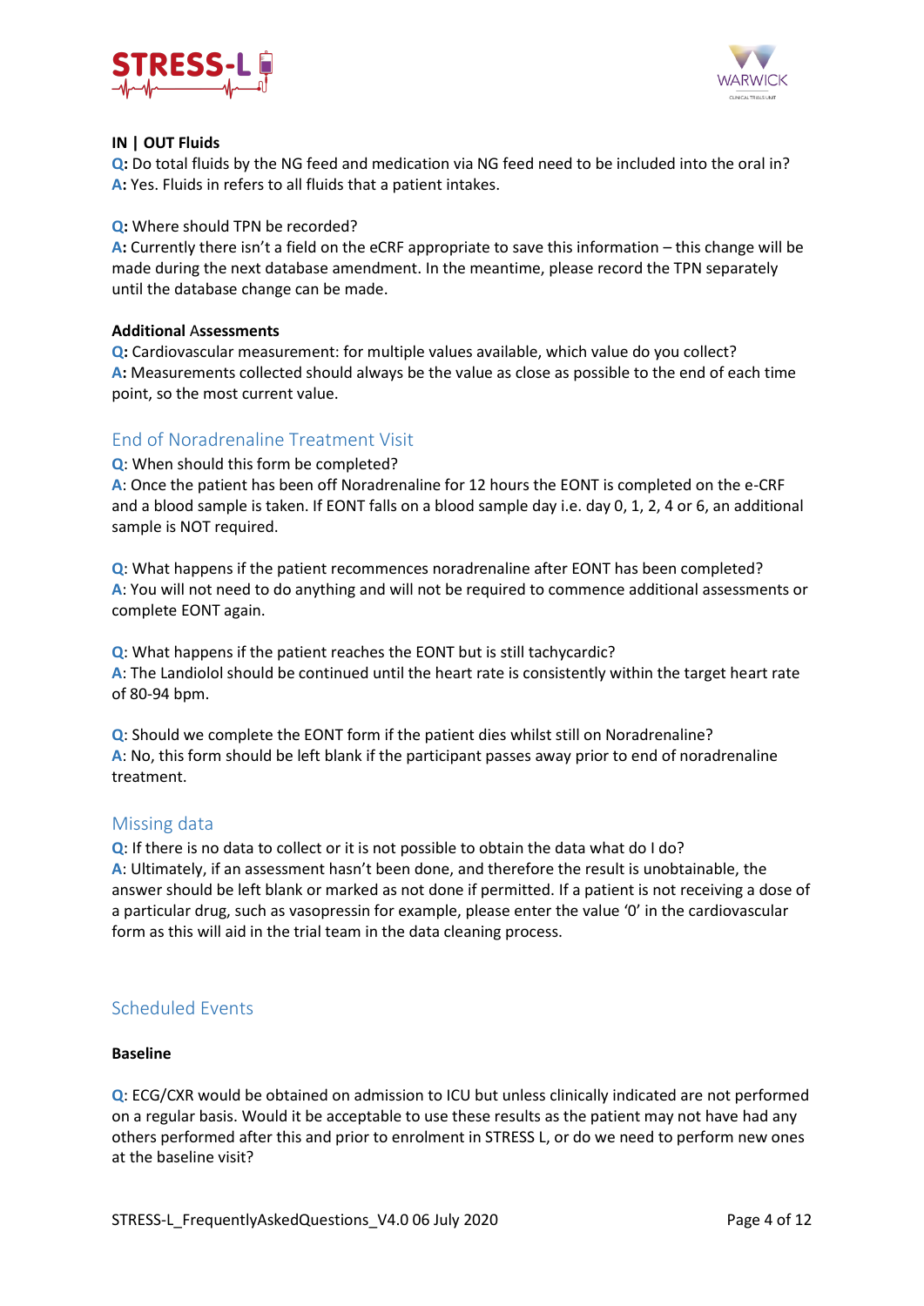**IN | OUT Fluids**

**Q:** Do total fluids by the NG feed and medication via NG feed need to be included into the oral in?
**A:** Yes. Fluids in refers to all fluids that a patient intakes.

**Q:** Where should TPN be recorded?
**A:** Currently there isn't a field on the eCRF appropriate to save this information – this change will be made during the next database amendment. In the meantime, please record the TPN separately until the database change can be made.

**Additional Assessments**

**Q:** Cardiovascular measurement: for multiple values available, which value do you collect?
**A:** Measurements collected should always be the value as close as possible to the end of each time point, so the most current value.

## End of Noradrenaline Treatment Visit

**Q**: When should this form be completed?
**A**: Once the patient has been off Noradrenaline for 12 hours the EONT is completed on the e-CRF and a blood sample is taken. If EONT falls on a blood sample day i.e. day 0, 1, 2, 4 or 6, an additional sample is NOT required.

**Q**: What happens if the patient recommences noradrenaline after EONT has been completed?
**A**: You will not need to do anything and will not be required to commence additional assessments or complete EONT again.

**Q**: What happens if the patient reaches the EONT but is still tachycardic?
**A**: The Landiolol should be continued until the heart rate is consistently within the target heart rate of 80-94 bpm.

**Q**: Should we complete the EONT form if the patient dies whilst still on Noradrenaline?
**A**: No, this form should be left blank if the participant passes away prior to end of noradrenaline treatment.

## Missing data

**Q**: If there is no data to collect or it is not possible to obtain the data what do I do?
**A**: Ultimately, if an assessment hasn't been done, and therefore the result is unobtainable, the answer should be left blank or marked as not done if permitted. If a patient is not receiving a dose of a particular drug, such as vasopressin for example, please enter the value '0' in the cardiovascular form as this will aid in the trial team in the data cleaning process.

## Scheduled Events

**Baseline**

**Q**: ECG/CXR would be obtained on admission to ICU but unless clinically indicated are not performed on a regular basis. Would it be acceptable to use these results as the patient may not have had any others performed after this and prior to enrolment in STRESS L, or do we need to perform new ones at the baseline visit?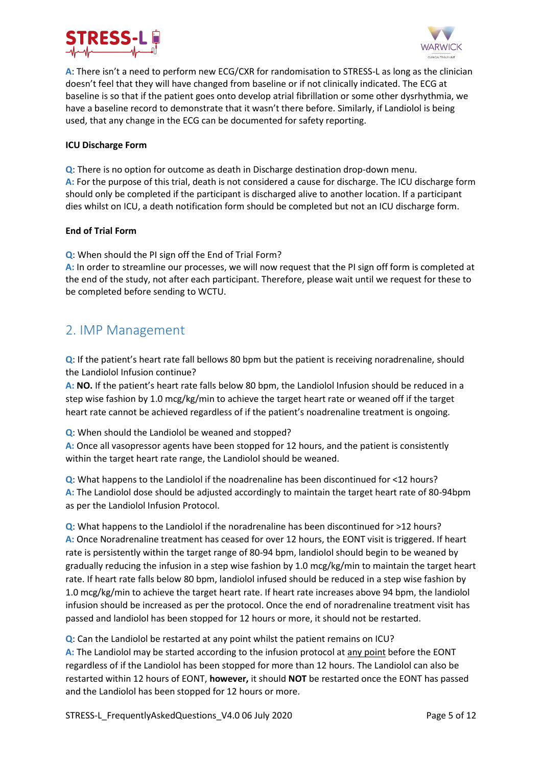**A**: There isn't a need to perform new ECG/CXR for randomisation to STRESS-L as long as the clinician doesn't feel that they will have changed from baseline or if not clinically indicated. The ECG at baseline is so that if the patient goes onto develop atrial fibrillation or some other dysrhythmia, we have a baseline record to demonstrate that it wasn't there before. Similarly, if Landiolol is being used, that any change in the ECG can be documented for safety reporting.

**ICU Discharge Form**

**Q**: There is no option for outcome as death in Discharge destination drop-down menu.
**A:** For the purpose of this trial, death is not considered a cause for discharge. The ICU discharge form should only be completed if the participant is discharged alive to another location. If a participant dies whilst on ICU, a death notification form should be completed but not an ICU discharge form.

**End of Trial Form**

**Q**: When should the PI sign off the End of Trial Form?
**A:** In order to streamline our processes, we will now request that the PI sign off form is completed at the end of the study, not after each participant. Therefore, please wait until we request for these to be completed before sending to WCTU.

## 2. IMP Management

**Q**: If the patient's heart rate fall bellows 80 bpm but the patient is receiving noradrenaline, should the Landiolol Infusion continue?
**A: NO.** If the patient's heart rate falls below 80 bpm, the Landiolol Infusion should be reduced in a step wise fashion by 1.0 mcg/kg/min to achieve the target heart rate or weaned off if the target heart rate cannot be achieved regardless of if the patient's noadrenaline treatment is ongoing.

**Q**: When should the Landiolol be weaned and stopped?
**A:** Once all vasopressor agents have been stopped for 12 hours, and the patient is consistently within the target heart rate range, the Landiolol should be weaned.

**Q**: What happens to the Landiolol if the noadrenaline has been discontinued for <12 hours?
**A:** The Landiolol dose should be adjusted accordingly to maintain the target heart rate of 80-94bpm as per the Landiolol Infusion Protocol.

**Q**: What happens to the Landiolol if the noradrenaline has been discontinued for >12 hours?
**A:** Once Noradrenaline treatment has ceased for over 12 hours, the EONT visit is triggered. If heart rate is persistently within the target range of 80-94 bpm, landiolol should begin to be weaned by gradually reducing the infusion in a step wise fashion by 1.0 mcg/kg/min to maintain the target heart rate. If heart rate falls below 80 bpm, landiolol infused should be reduced in a step wise fashion by 1.0 mcg/kg/min to achieve the target heart rate. If heart rate increases above 94 bpm, the landiolol infusion should be increased as per the protocol. Once the end of noradrenaline treatment visit has passed and landiolol has been stopped for 12 hours or more, it should not be restarted.

**Q**: Can the Landiolol be restarted at any point whilst the patient remains on ICU?
**A:** The Landiolol may be started according to the infusion protocol at any point before the EONT regardless of if the Landiolol has been stopped for more than 12 hours. The Landiolol can also be restarted within 12 hours of EONT, **however,** it should **NOT** be restarted once the EONT has passed and the Landiolol has been stopped for 12 hours or more.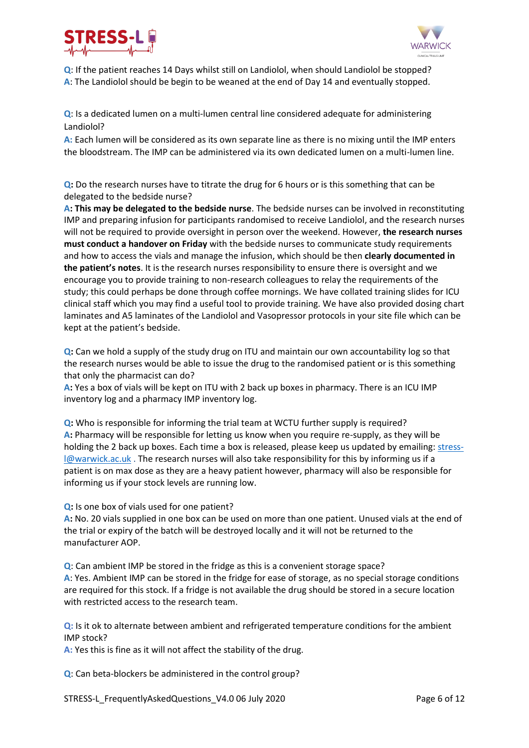**Q**: If the patient reaches 14 Days whilst still on Landiolol, when should Landiolol be stopped?
**A**: The Landiolol should be begin to be weaned at the end of Day 14 and eventually stopped.

**Q**: Is a dedicated lumen on a multi-lumen central line considered adequate for administering Landiolol?
**A:** Each lumen will be considered as its own separate line as there is no mixing until the IMP enters the bloodstream. The IMP can be administered via its own dedicated lumen on a multi-lumen line.

**Q:** Do the research nurses have to titrate the drug for 6 hours or is this something that can be delegated to the bedside nurse?
**A: This may be delegated to the bedside nurse**. The bedside nurses can be involved in reconstituting IMP and preparing infusion for participants randomised to receive Landiolol, and the research nurses will not be required to provide oversight in person over the weekend. However, **the research nurses must conduct a handover on Friday** with the bedside nurses to communicate study requirements and how to access the vials and manage the infusion, which should be then **clearly documented in the patient's notes**. It is the research nurses responsibility to ensure there is oversight and we encourage you to provide training to non-research colleagues to relay the requirements of the study; this could perhaps be done through coffee mornings. We have collated training slides for ICU clinical staff which you may find a useful tool to provide training. We have also provided dosing chart laminates and A5 laminates of the Landiolol and Vasopressor protocols in your site file which can be kept at the patient's bedside.

**Q:** Can we hold a supply of the study drug on ITU and maintain our own accountability log so that the research nurses would be able to issue the drug to the randomised patient or is this something that only the pharmacist can do?
**A:** Yes a box of vials will be kept on ITU with 2 back up boxes in pharmacy. There is an ICU IMP inventory log and a pharmacy IMP inventory log.

**Q:** Who is responsible for informing the trial team at WCTU further supply is required?
**A:** Pharmacy will be responsible for letting us know when you require re-supply, as they will be holding the 2 back up boxes. Each time a box is released, please keep us updated by emailing: stress-l@warwick.ac.uk . The research nurses will also take responsibility for this by informing us if a patient is on max dose as they are a heavy patient however, pharmacy will also be responsible for informing us if your stock levels are running low.

**Q:** Is one box of vials used for one patient?
**A:** No. 20 vials supplied in one box can be used on more than one patient. Unused vials at the end of the trial or expiry of the batch will be destroyed locally and it will not be returned to the manufacturer AOP.

**Q**: Can ambient IMP be stored in the fridge as this is a convenient storage space?
**A**: Yes. Ambient IMP can be stored in the fridge for ease of storage, as no special storage conditions are required for this stock. If a fridge is not available the drug should be stored in a secure location with restricted access to the research team.

**Q:** Is it ok to alternate between ambient and refrigerated temperature conditions for the ambient IMP stock?
**A:** Yes this is fine as it will not affect the stability of the drug.

**Q**: Can beta-blockers be administered in the control group?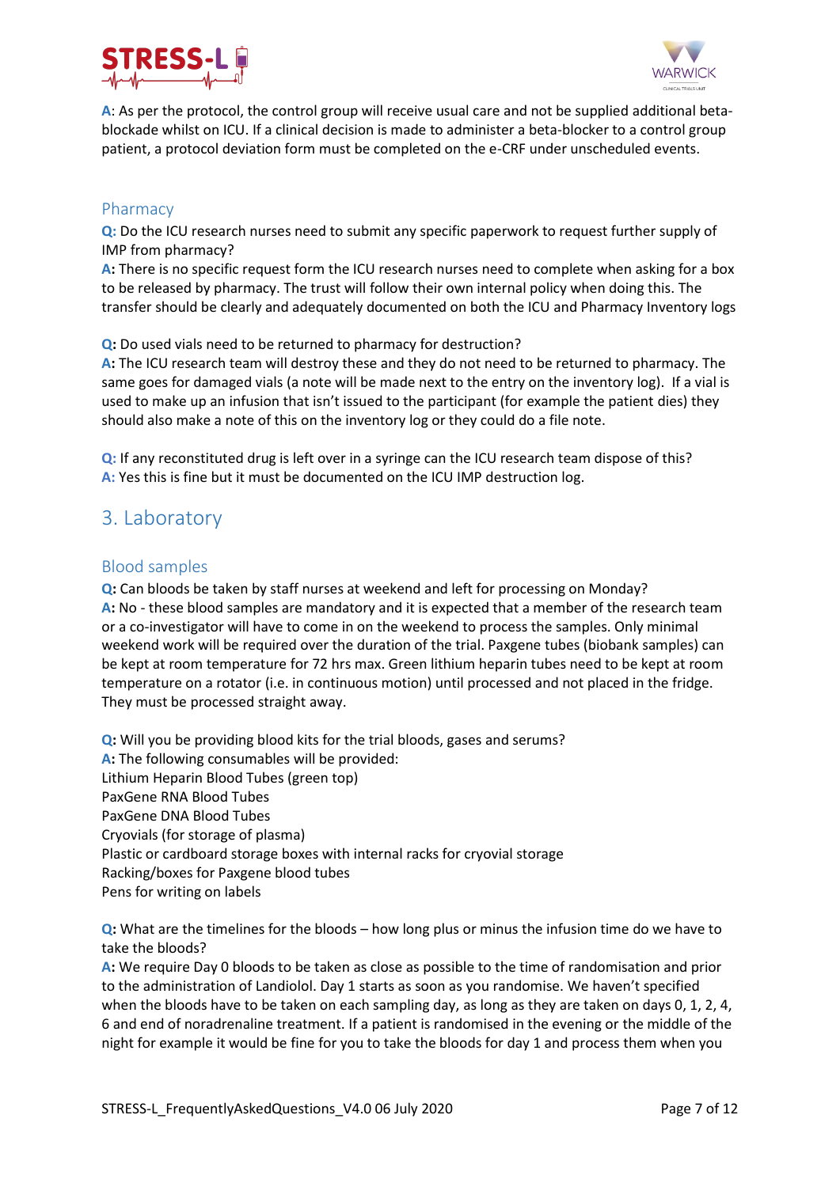**A**: As per the protocol, the control group will receive usual care and not be supplied additional beta-blockade whilst on ICU. If a clinical decision is made to administer a beta-blocker to a control group patient, a protocol deviation form must be completed on the e-CRF under unscheduled events.

### Pharmacy

**Q:** Do the ICU research nurses need to submit any specific paperwork to request further supply of IMP from pharmacy?
**A:** There is no specific request form the ICU research nurses need to complete when asking for a box to be released by pharmacy. The trust will follow their own internal policy when doing this. The transfer should be clearly and adequately documented on both the ICU and Pharmacy Inventory logs

**Q:** Do used vials need to be returned to pharmacy for destruction?
**A:** The ICU research team will destroy these and they do not need to be returned to pharmacy. The same goes for damaged vials (a note will be made next to the entry on the inventory log). If a vial is used to make up an infusion that isn't issued to the participant (for example the patient dies) they should also make a note of this on the inventory log or they could do a file note.

**Q:** If any reconstituted drug is left over in a syringe can the ICU research team dispose of this?
**A:** Yes this is fine but it must be documented on the ICU IMP destruction log.

## 3. Laboratory

### Blood samples

**Q:** Can bloods be taken by staff nurses at weekend and left for processing on Monday?
**A:** No - these blood samples are mandatory and it is expected that a member of the research team or a co-investigator will have to come in on the weekend to process the samples. Only minimal weekend work will be required over the duration of the trial. Paxgene tubes (biobank samples) can be kept at room temperature for 72 hrs max. Green lithium heparin tubes need to be kept at room temperature on a rotator (i.e. in continuous motion) until processed and not placed in the fridge. They must be processed straight away.

**Q:** Will you be providing blood kits for the trial bloods, gases and serums?
**A:** The following consumables will be provided:
Lithium Heparin Blood Tubes (green top)
PaxGene RNA Blood Tubes
PaxGene DNA Blood Tubes
Cryovials (for storage of plasma)
Plastic or cardboard storage boxes with internal racks for cryovial storage
Racking/boxes for Paxgene blood tubes
Pens for writing on labels

**Q:** What are the timelines for the bloods – how long plus or minus the infusion time do we have to take the bloods?
**A:** We require Day 0 bloods to be taken as close as possible to the time of randomisation and prior to the administration of Landiolol. Day 1 starts as soon as you randomise. We haven't specified when the bloods have to be taken on each sampling day, as long as they are taken on days 0, 1, 2, 4, 6 and end of noradrenaline treatment. If a patient is randomised in the evening or the middle of the night for example it would be fine for you to take the bloods for day 1 and process them when you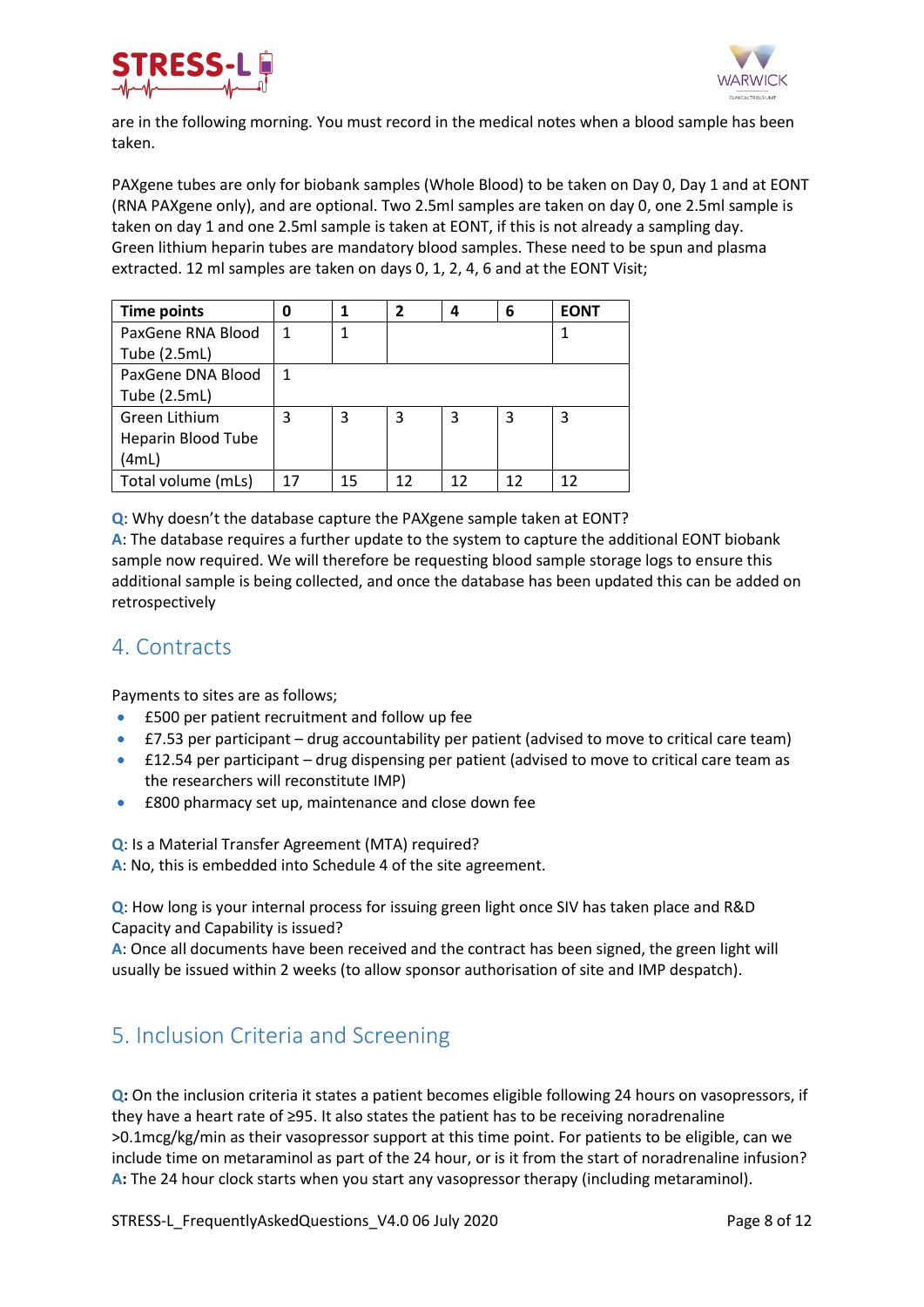are in the following morning. You must record in the medical notes when a blood sample has been taken.

PAXgene tubes are only for biobank samples (Whole Blood) to be taken on Day 0, Day 1 and at EONT (RNA PAXgene only), and are optional. Two 2.5ml samples are taken on day 0, one 2.5ml sample is taken on day 1 and one 2.5ml sample is taken at EONT, if this is not already a sampling day. Green lithium heparin tubes are mandatory blood samples. These need to be spun and plasma extracted. 12 ml samples are taken on days 0, 1, 2, 4, 6 and at the EONT Visit;

| Time points | 0 | 1 | 2 | 4 | 6 | EONT |
|---|---|---|---|---|---|---|
| PaxGene RNA Blood Tube (2.5mL) | 1 | 1 | | | | 1 |
| PaxGene DNA Blood Tube (2.5mL) | 1 | | | | | |
| Green Lithium Heparin Blood Tube (4mL) | 3 | 3 | 3 | 3 | 3 | 3 |
| Total volume (mLs) | 17 | 15 | 12 | 12 | 12 | 12 |

**Q**: Why doesn't the database capture the PAXgene sample taken at EONT?
**A**: The database requires a further update to the system to capture the additional EONT biobank sample now required. We will therefore be requesting blood sample storage logs to ensure this additional sample is being collected, and once the database has been updated this can be added on retrospectively

## 4. Contracts

Payments to sites are as follows;

- £500 per patient recruitment and follow up fee
- £7.53 per participant – drug accountability per patient (advised to move to critical care team)
- £12.54 per participant – drug dispensing per patient (advised to move to critical care team as the researchers will reconstitute IMP)
- £800 pharmacy set up, maintenance and close down fee

**Q**: Is a Material Transfer Agreement (MTA) required?
**A**: No, this is embedded into Schedule 4 of the site agreement.

**Q**: How long is your internal process for issuing green light once SIV has taken place and R&D Capacity and Capability is issued?
**A**: Once all documents have been received and the contract has been signed, the green light will usually be issued within 2 weeks (to allow sponsor authorisation of site and IMP despatch).

## 5. Inclusion Criteria and Screening

**Q:** On the inclusion criteria it states a patient becomes eligible following 24 hours on vasopressors, if they have a heart rate of ≥95. It also states the patient has to be receiving noradrenaline >0.1mcg/kg/min as their vasopressor support at this time point. For patients to be eligible, can we include time on metaraminol as part of the 24 hour, or is it from the start of noradrenaline infusion?
**A:** The 24 hour clock starts when you start any vasopressor therapy (including metaraminol).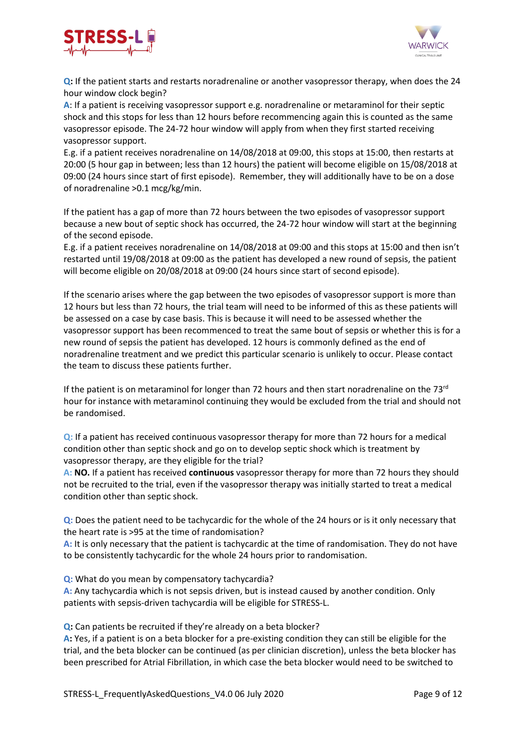**Q:** If the patient starts and restarts noradrenaline or another vasopressor therapy, when does the 24 hour window clock begin?

**A**: If a patient is receiving vasopressor support e.g. noradrenaline or metaraminol for their septic shock and this stops for less than 12 hours before recommencing again this is counted as the same vasopressor episode. The 24-72 hour window will apply from when they first started receiving vasopressor support.

E.g. if a patient receives noradrenaline on 14/08/2018 at 09:00, this stops at 15:00, then restarts at 20:00 (5 hour gap in between; less than 12 hours) the patient will become eligible on 15/08/2018 at 09:00 (24 hours since start of first episode). Remember, they will additionally have to be on a dose of noradrenaline >0.1 mcg/kg/min.

If the patient has a gap of more than 72 hours between the two episodes of vasopressor support because a new bout of septic shock has occurred, the 24-72 hour window will start at the beginning of the second episode.

E.g. if a patient receives noradrenaline on 14/08/2018 at 09:00 and this stops at 15:00 and then isn't restarted until 19/08/2018 at 09:00 as the patient has developed a new round of sepsis, the patient will become eligible on 20/08/2018 at 09:00 (24 hours since start of second episode).

If the scenario arises where the gap between the two episodes of vasopressor support is more than 12 hours but less than 72 hours, the trial team will need to be informed of this as these patients will be assessed on a case by case basis. This is because it will need to be assessed whether the vasopressor support has been recommenced to treat the same bout of sepsis or whether this is for a new round of sepsis the patient has developed. 12 hours is commonly defined as the end of noradrenaline treatment and we predict this particular scenario is unlikely to occur. Please contact the team to discuss these patients further.

If the patient is on metaraminol for longer than 72 hours and then start noradrenaline on the 73rd hour for instance with metaraminol continuing they would be excluded from the trial and should not be randomised.

**Q:** If a patient has received continuous vasopressor therapy for more than 72 hours for a medical condition other than septic shock and go on to develop septic shock which is treatment by vasopressor therapy, are they eligible for the trial?

**A:** **NO.** If a patient has received **continuous** vasopressor therapy for more than 72 hours they should not be recruited to the trial, even if the vasopressor therapy was initially started to treat a medical condition other than septic shock.

**Q:** Does the patient need to be tachycardic for the whole of the 24 hours or is it only necessary that the heart rate is >95 at the time of randomisation?

**A:** It is only necessary that the patient is tachycardic at the time of randomisation. They do not have to be consistently tachycardic for the whole 24 hours prior to randomisation.

**Q:** What do you mean by compensatory tachycardia?

**A:** Any tachycardia which is not sepsis driven, but is instead caused by another condition. Only patients with sepsis-driven tachycardia will be eligible for STRESS-L.

**Q:** Can patients be recruited if they're already on a beta blocker?

**A:** Yes, if a patient is on a beta blocker for a pre-existing condition they can still be eligible for the trial, and the beta blocker can be continued (as per clinician discretion), unless the beta blocker has been prescribed for Atrial Fibrillation, in which case the beta blocker would need to be switched to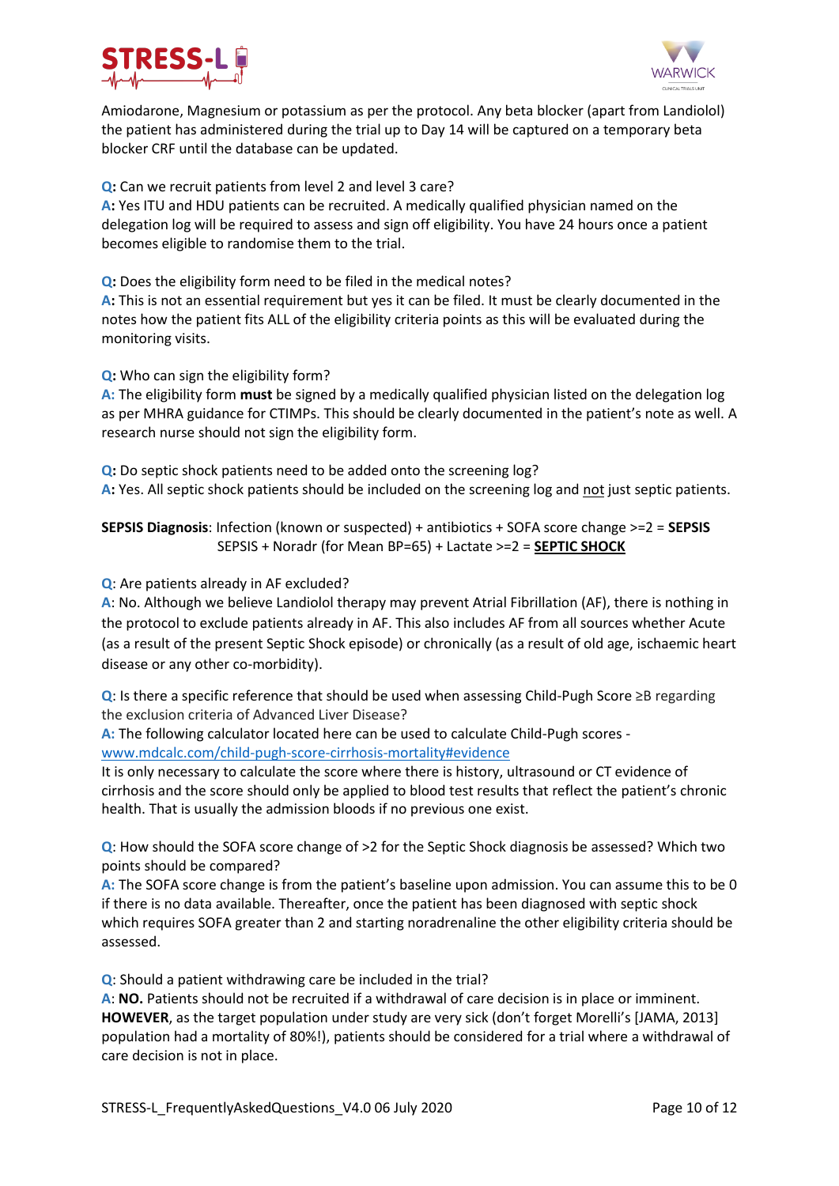Amiodarone, Magnesium or potassium as per the protocol. Any beta blocker (apart from Landiolol) the patient has administered during the trial up to Day 14 will be captured on a temporary beta blocker CRF until the database can be updated.

**Q:** Can we recruit patients from level 2 and level 3 care?
**A:** Yes ITU and HDU patients can be recruited. A medically qualified physician named on the delegation log will be required to assess and sign off eligibility. You have 24 hours once a patient becomes eligible to randomise them to the trial.

**Q:** Does the eligibility form need to be filed in the medical notes?
**A:** This is not an essential requirement but yes it can be filed. It must be clearly documented in the notes how the patient fits ALL of the eligibility criteria points as this will be evaluated during the monitoring visits.

**Q:** Who can sign the eligibility form?
**A:** The eligibility form **must** be signed by a medically qualified physician listed on the delegation log as per MHRA guidance for CTIMPs. This should be clearly documented in the patient's note as well. A research nurse should not sign the eligibility form.

**Q:** Do septic shock patients need to be added onto the screening log?
**A:** Yes. All septic shock patients should be included on the screening log and not just septic patients.

**SEPSIS Diagnosis**: Infection (known or suspected) + antibiotics + SOFA score change >=2 = **SEPSIS**
SEPSIS + Noradr (for Mean BP=65) + Lactate >=2 = **SEPTIC SHOCK**

**Q**: Are patients already in AF excluded?
**A**: No. Although we believe Landiolol therapy may prevent Atrial Fibrillation (AF), there is nothing in the protocol to exclude patients already in AF. This also includes AF from all sources whether Acute (as a result of the present Septic Shock episode) or chronically (as a result of old age, ischaemic heart disease or any other co-morbidity).

**Q**: Is there a specific reference that should be used when assessing Child-Pugh Score ≥B regarding the exclusion criteria of Advanced Liver Disease?
**A:** The following calculator located here can be used to calculate Child-Pugh scores - [www.mdcalc.com/child-pugh-score-cirrhosis-mortality#evidence](www.mdcalc.com/child-pugh-score-cirrhosis-mortality#evidence)
It is only necessary to calculate the score where there is history, ultrasound or CT evidence of cirrhosis and the score should only be applied to blood test results that reflect the patient's chronic health. That is usually the admission bloods if no previous one exist.

**Q**: How should the SOFA score change of >2 for the Septic Shock diagnosis be assessed? Which two points should be compared?
**A:** The SOFA score change is from the patient's baseline upon admission. You can assume this to be 0 if there is no data available. Thereafter, once the patient has been diagnosed with septic shock which requires SOFA greater than 2 and starting noradrenaline the other eligibility criteria should be assessed.

**Q**: Should a patient withdrawing care be included in the trial?
**A**: **NO.** Patients should not be recruited if a withdrawal of care decision is in place or imminent. **HOWEVER**, as the target population under study are very sick (don't forget Morelli's [JAMA, 2013] population had a mortality of 80%!), patients should be considered for a trial where a withdrawal of care decision is not in place.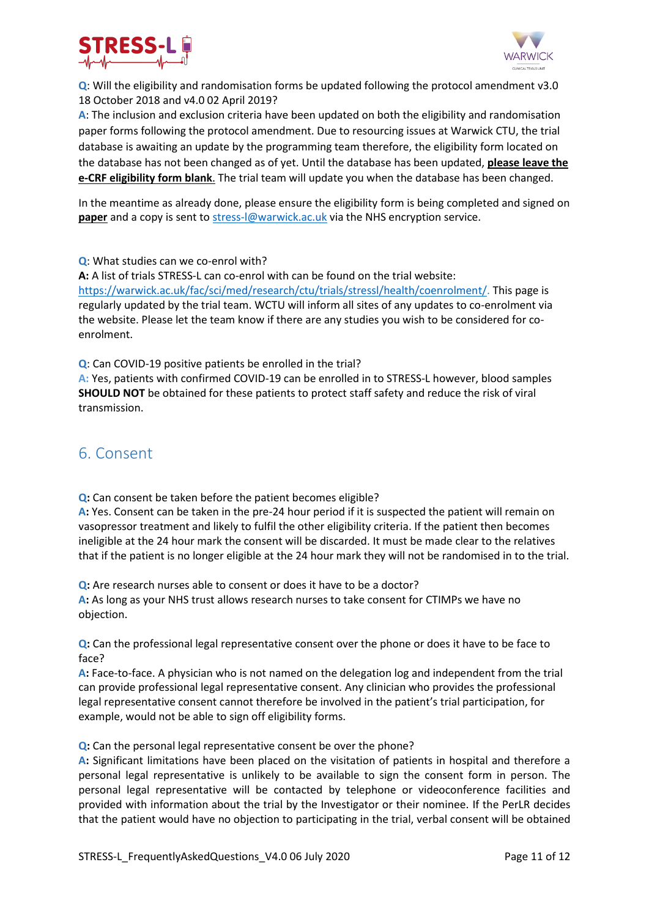**Q**: Will the eligibility and randomisation forms be updated following the protocol amendment v3.0 18 October 2018 and v4.0 02 April 2019?
**A**: The inclusion and exclusion criteria have been updated on both the eligibility and randomisation paper forms following the protocol amendment. Due to resourcing issues at Warwick CTU, the trial database is awaiting an update by the programming team therefore, the eligibility form located on the database has not been changed as of yet. Until the database has been updated, **please leave the e-CRF eligibility form blank**. The trial team will update you when the database has been changed.

In the meantime as already done, please ensure the eligibility form is being completed and signed on **paper** and a copy is sent to stress-l@warwick.ac.uk via the NHS encryption service.

**Q**: What studies can we co-enrol with?
**A:** A list of trials STRESS-L can co-enrol with can be found on the trial website: https://warwick.ac.uk/fac/sci/med/research/ctu/trials/stressl/health/coenrolment/. This page is regularly updated by the trial team. WCTU will inform all sites of any updates to co-enrolment via the website. Please let the team know if there are any studies you wish to be considered for co-enrolment.

**Q**: Can COVID-19 positive patients be enrolled in the trial?
**A:** Yes, patients with confirmed COVID-19 can be enrolled in to STRESS-L however, blood samples **SHOULD NOT** be obtained for these patients to protect staff safety and reduce the risk of viral transmission.

## 6. Consent

**Q:** Can consent be taken before the patient becomes eligible?
**A:** Yes. Consent can be taken in the pre-24 hour period if it is suspected the patient will remain on vasopressor treatment and likely to fulfil the other eligibility criteria. If the patient then becomes ineligible at the 24 hour mark the consent will be discarded. It must be made clear to the relatives that if the patient is no longer eligible at the 24 hour mark they will not be randomised in to the trial.

**Q:** Are research nurses able to consent or does it have to be a doctor?
**A:** As long as your NHS trust allows research nurses to take consent for CTIMPs we have no objection.

**Q:** Can the professional legal representative consent over the phone or does it have to be face to face?
**A:** Face-to-face. A physician who is not named on the delegation log and independent from the trial can provide professional legal representative consent. Any clinician who provides the professional legal representative consent cannot therefore be involved in the patient's trial participation, for example, would not be able to sign off eligibility forms.

**Q:** Can the personal legal representative consent be over the phone?
**A:** Significant limitations have been placed on the visitation of patients in hospital and therefore a personal legal representative is unlikely to be available to sign the consent form in person. The personal legal representative will be contacted by telephone or videoconference facilities and provided with information about the trial by the Investigator or their nominee. If the PerLR decides that the patient would have no objection to participating in the trial, verbal consent will be obtained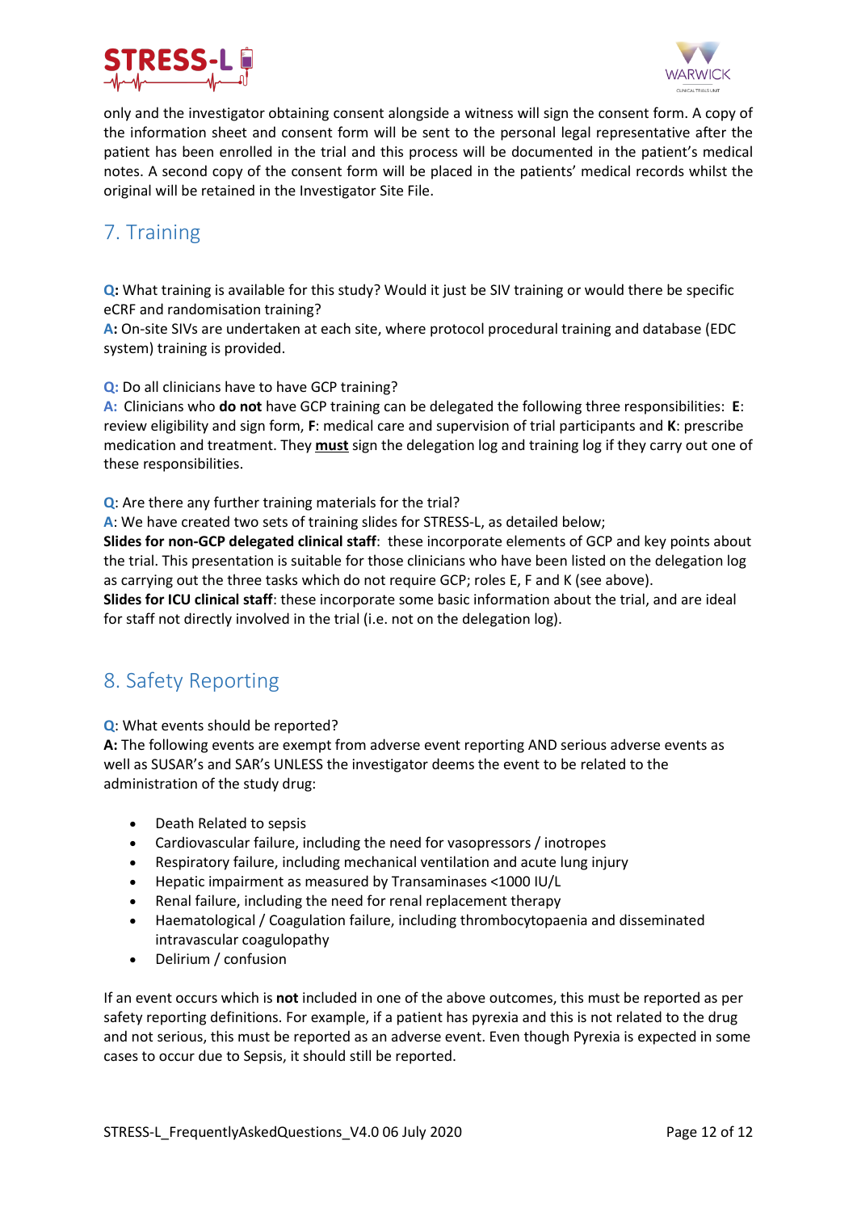only and the investigator obtaining consent alongside a witness will sign the consent form. A copy of the information sheet and consent form will be sent to the personal legal representative after the patient has been enrolled in the trial and this process will be documented in the patient's medical notes. A second copy of the consent form will be placed in the patients' medical records whilst the original will be retained in the Investigator Site File.

## 7. Training

**Q:** What training is available for this study? Would it just be SIV training or would there be specific eCRF and randomisation training?
**A:** On-site SIVs are undertaken at each site, where protocol procedural training and database (EDC system) training is provided.

**Q:** Do all clinicians have to have GCP training?
**A:** Clinicians who **do not** have GCP training can be delegated the following three responsibilities: **E**: review eligibility and sign form, **F**: medical care and supervision of trial participants and **K**: prescribe medication and treatment. They **must** sign the delegation log and training log if they carry out one of these responsibilities.

**Q**: Are there any further training materials for the trial?
**A**: We have created two sets of training slides for STRESS-L, as detailed below;
**Slides for non-GCP delegated clinical staff**: these incorporate elements of GCP and key points about the trial. This presentation is suitable for those clinicians who have been listed on the delegation log as carrying out the three tasks which do not require GCP; roles E, F and K (see above).
**Slides for ICU clinical staff**: these incorporate some basic information about the trial, and are ideal for staff not directly involved in the trial (i.e. not on the delegation log).

## 8. Safety Reporting

**Q**: What events should be reported?
**A:** The following events are exempt from adverse event reporting AND serious adverse events as well as SUSAR's and SAR's UNLESS the investigator deems the event to be related to the administration of the study drug:

- Death Related to sepsis
- Cardiovascular failure, including the need for vasopressors / inotropes
- Respiratory failure, including mechanical ventilation and acute lung injury
- Hepatic impairment as measured by Transaminases <1000 IU/L
- Renal failure, including the need for renal replacement therapy
- Haematological / Coagulation failure, including thrombocytopaenia and disseminated intravascular coagulopathy
- Delirium / confusion

If an event occurs which is **not** included in one of the above outcomes, this must be reported as per safety reporting definitions. For example, if a patient has pyrexia and this is not related to the drug and not serious, this must be reported as an adverse event. Even though Pyrexia is expected in some cases to occur due to Sepsis, it should still be reported.